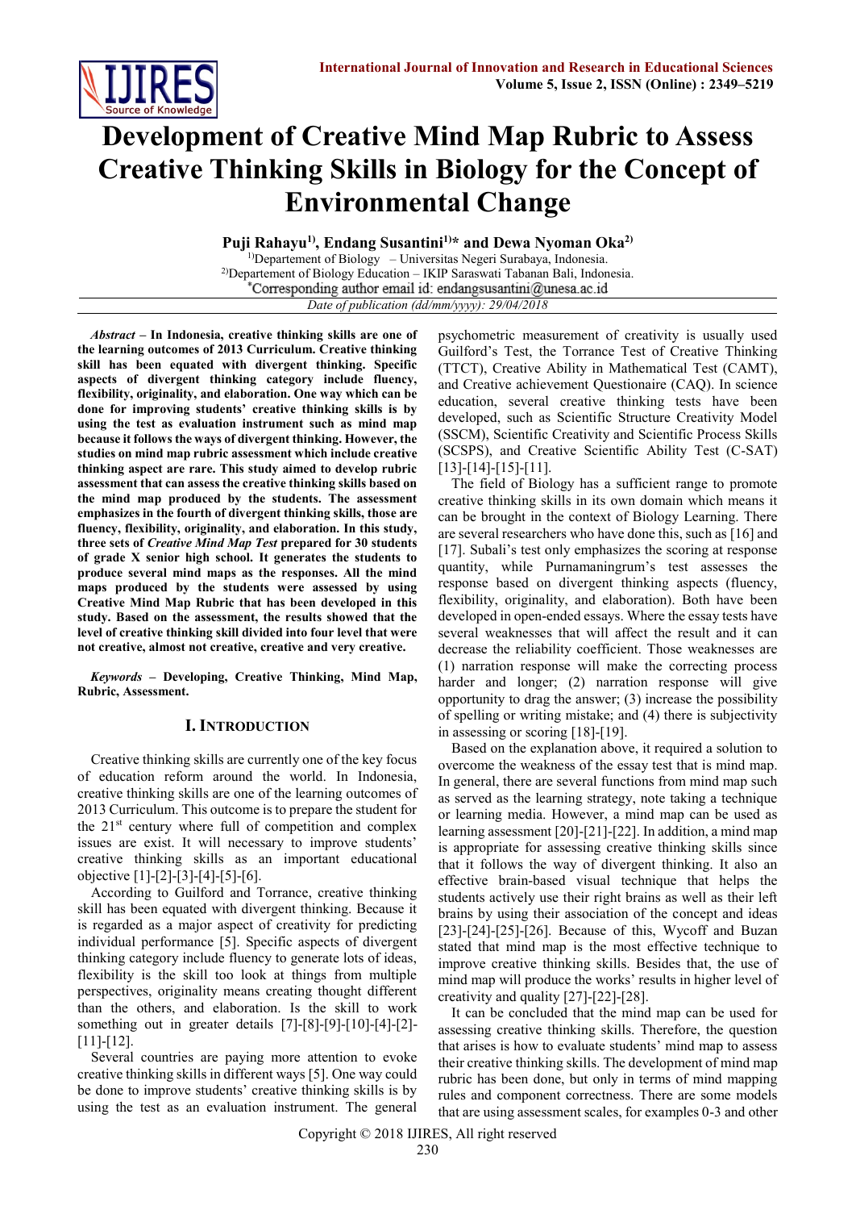# Development of Creative Mind Map Rubric to Assess Creative Thinking Skills in Biology for the Concept of Environmental Change

**Puji Rahayu[1)], Endang Susantini[1)]* and Dewa Nyoman Oka[2)]**

[1)]Departement of Biology – Universitas Negeri Surabaya, Indonesia.
[2)]Departement of Biology Education – IKIP Saraswati Tabanan Bali, Indonesia.
*Corresponding author email id: endangsusantini@unesa.ac.id

*Date of publication (dd/mm/yyyy): 29/04/2018*

***Abstract*** **– In Indonesia, creative thinking skills are one of the learning outcomes of 2013 Curriculum. Creative thinking skill has been equated with divergent thinking. Specific aspects of divergent thinking category include fluency, flexibility, originality, and elaboration. One way which can be done for improving students' creative thinking skills is by using the test as evaluation instrument such as mind map because it follows the ways of divergent thinking. However, the studies on mind map rubric assessment which include creative thinking aspect are rare. This study aimed to develop rubric assessment that can assess the creative thinking skills based on the mind map produced by the students. The assessment emphasizes in the fourth of divergent thinking skills, those are fluency, flexibility, originality, and elaboration. In this study, three sets of *Creative Mind Map Test* prepared for 30 students of grade X senior high school. It generates the students to produce several mind maps as the responses. All the mind maps produced by the students were assessed by using Creative Mind Map Rubric that has been developed in this study. Based on the assessment, the results showed that the level of creative thinking skill divided into four level that were not creative, almost not creative, creative and very creative.**

***Keywords*** **– Developing, Creative Thinking, Mind Map, Rubric, Assessment.**

## I. Introduction

Creative thinking skills are currently one of the key focus of education reform around the world. In Indonesia, creative thinking skills are one of the learning outcomes of 2013 Curriculum. This outcome is to prepare the student for the 21st century where full of competition and complex issues are exist. It will necessary to improve students' creative thinking skills as an important educational objective [1]-[2]-[3]-[4]-[5]-[6].

According to Guilford and Torrance, creative thinking skill has been equated with divergent thinking. Because it is regarded as a major aspect of creativity for predicting individual performance [5]. Specific aspects of divergent thinking category include fluency to generate lots of ideas, flexibility is the skill too look at things from multiple perspectives, originality means creating thought different than the others, and elaboration. Is the skill to work something out in greater details [7]-[8]-[9]-[10]-[4]-[2]-[11]-[12].

Several countries are paying more attention to evoke creative thinking skills in different ways [5]. One way could be done to improve students' creative thinking skills is by using the test as an evaluation instrument. The general psychometric measurement of creativity is usually used Guilford's Test, the Torrance Test of Creative Thinking (TTCT), Creative Ability in Mathematical Test (CAMT), and Creative achievement Questionaire (CAQ). In science education, several creative thinking tests have been developed, such as Scientific Structure Creativity Model (SSCM), Scientific Creativity and Scientific Process Skills (SCSPS), and Creative Scientific Ability Test (C-SAT) [13]-[14]-[15]-[11].

The field of Biology has a sufficient range to promote creative thinking skills in its own domain which means it can be brought in the context of Biology Learning. There are several researchers who have done this, such as [16] and [17]. Subali's test only emphasizes the scoring at response quantity, while Purnamaningrum's test assesses the response based on divergent thinking aspects (fluency, flexibility, originality, and elaboration). Both have been developed in open-ended essays. Where the essay tests have several weaknesses that will affect the result and it can decrease the reliability coefficient. Those weaknesses are (1) narration response will make the correcting process harder and longer; (2) narration response will give opportunity to drag the answer; (3) increase the possibility of spelling or writing mistake; and (4) there is subjectivity in assessing or scoring [18]-[19].

Based on the explanation above, it required a solution to overcome the weakness of the essay test that is mind map. In general, there are several functions from mind map such as served as the learning strategy, note taking a technique or learning media. However, a mind map can be used as learning assessment [20]-[21]-[22]. In addition, a mind map is appropriate for assessing creative thinking skills since that it follows the way of divergent thinking. It also an effective brain-based visual technique that helps the students actively use their right brains as well as their left brains by using their association of the concept and ideas [23]-[24]-[25]-[26]. Because of this, Wycoff and Buzan stated that mind map is the most effective technique to improve creative thinking skills. Besides that, the use of mind map will produce the works' results in higher level of creativity and quality [27]-[22]-[28].

It can be concluded that the mind map can be used for assessing creative thinking skills. Therefore, the question that arises is how to evaluate students' mind map to assess their creative thinking skills. The development of mind map rubric has been done, but only in terms of mind mapping rules and component correctness. There are some models that are using assessment scales, for examples 0-3 and other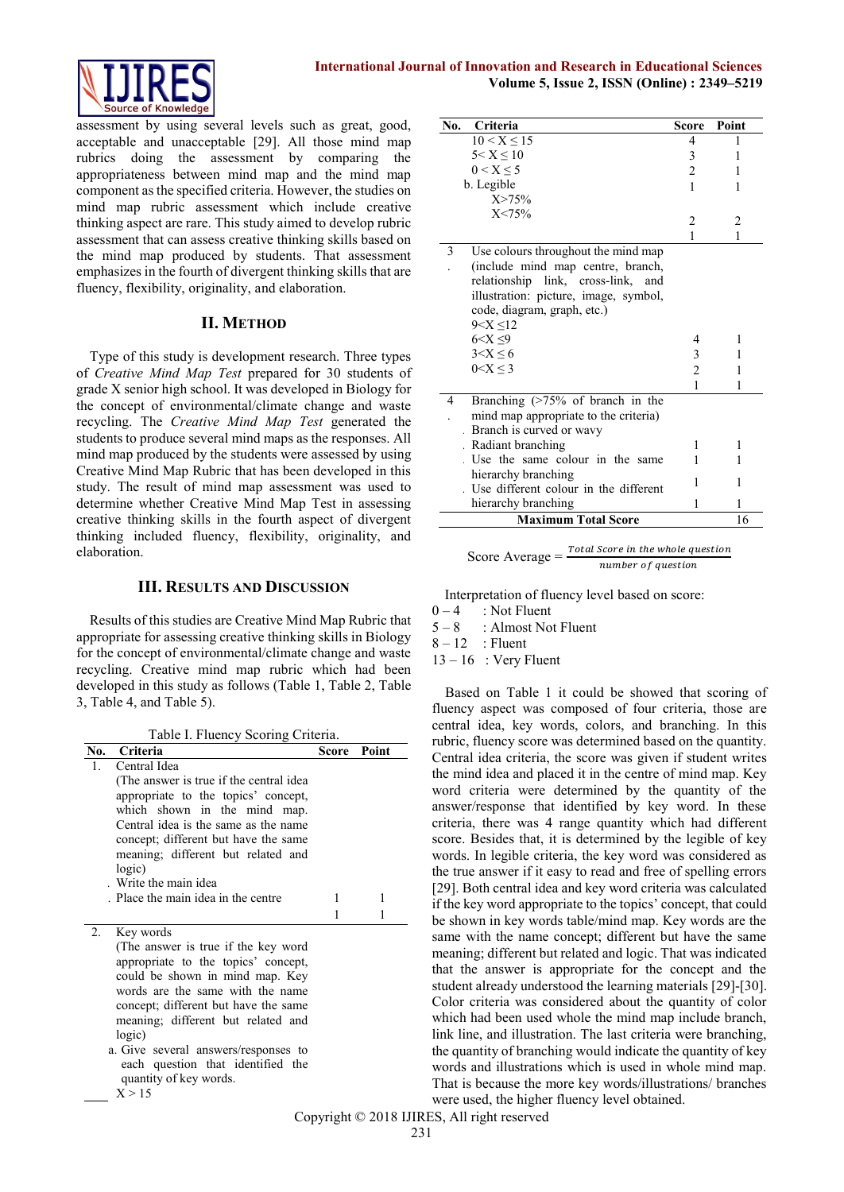assessment by using several levels such as great, good, acceptable and unacceptable [29]. All those mind map rubrics doing the assessment by comparing the appropriateness between mind map and the mind map component as the specified criteria. However, the studies on mind map rubric assessment which include creative thinking aspect are rare. This study aimed to develop rubric assessment that can assess creative thinking skills based on the mind map produced by students. That assessment emphasizes in the fourth of divergent thinking skills that are fluency, flexibility, originality, and elaboration.

## II. Method

Type of this study is development research. Three types of *Creative Mind Map Test* prepared for 30 students of grade X senior high school. It was developed in Biology for the concept of environmental/climate change and waste recycling. The *Creative Mind Map Test* generated the students to produce several mind maps as the responses. All mind map produced by the students were assessed by using Creative Mind Map Rubric that has been developed in this study. The result of mind map assessment was used to determine whether Creative Mind Map Test in assessing creative thinking skills in the fourth aspect of divergent thinking included fluency, flexibility, originality, and elaboration.

## III. Results and Discussion

Results of this studies are Creative Mind Map Rubric that appropriate for assessing creative thinking skills in Biology for the concept of environmental/climate change and waste recycling. Creative mind map rubric which had been developed in this study as follows (Table 1, Table 2, Table 3, Table 4, and Table 5).

Table I. Fluency Scoring Criteria.

| No. | Criteria | Score | Point |
|---|---|---|---|
| 1. | Central Idea (The answer is true if the central idea appropriate to the topics' concept, which shown in the mind map. Central idea is the same as the name concept; different but have the same meaning; different but related and logic) | | |
| | . Write the main idea | 1 | 1 |
| | . Place the main idea in the centre | 1 | 1 |
| 2. | Key words (The answer is true if the key word appropriate to the topics' concept, could be shown in mind map. Key words are the same with the name concept; different but have the same meaning; different but related and logic) | | |
| | a. Give several answers/responses to each question that identified the quantity of key words. | | |
| | $X > 15$ | 4 | 1 |
| | $10 < X \leq 15$ | 3 | 1 |
| | $5 < X \leq 10$ | 2 | 1 |
| | $0 < X \leq 5$ | 1 | 1 |
| | b. Legible | | |
| | $X > 75\%$ | 2 | 2 |
| | $X < 75\%$ | 1 | 1 |
| 3. | Use colours throughout the mind map (include mind map centre, branch, relationship link, cross-link, and illustration: picture, image, symbol, code, diagram, graph, etc.) | | |
| | $9 < X \leq 12$ | 4 | 1 |
| | $6 < X \leq 9$ | 3 | 1 |
| | $3 < X \leq 6$ | 2 | 1 |
| | $0 < X \leq 3$ | 1 | 1 |
| 4. | Branching (>75% of branch in the mind map appropriate to the criteria) | | |
| | . Branch is curved or wavy | 1 | 1 |
| | . Radiant branching | 1 | 1 |
| | . Use the same colour in the same hierarchy branching | 1 | 1 |
| | . Use different colour in the different hierarchy branching | 1 | 1 |
| | **Maximum Total Score** | | 16 |

$$\text{Score Average} = \frac{\textit{Total Score in the whole question}}{\textit{number of question}}$$

Interpretation of fluency level based on score:

0 – 4 : Not Fluent
5 – 8 : Almost Not Fluent
8 – 12 : Fluent
13 – 16 : Very Fluent

Based on Table 1 it could be showed that scoring of fluency aspect was composed of four criteria, those are central idea, key words, colors, and branching. In this rubric, fluency score was determined based on the quantity. Central idea criteria, the score was given if student writes the mind idea and placed it in the centre of mind map. Key word criteria were determined by the quantity of the answer/response that identified by key word. In these criteria, there was 4 range quantity which had different score. Besides that, it is determined by the legible of key words. In legible criteria, the key word was considered as the true answer if it easy to read and free of spelling errors [29]. Both central idea and key word criteria was calculated if the key word appropriate to the topics' concept, that could be shown in key words table/mind map. Key words are the same with the name concept; different but have the same meaning; different but related and logic. That was indicated that the answer is appropriate for the concept and the student already understood the learning materials [29]-[30]. Color criteria was considered about the quantity of color which had been used whole the mind map include branch, link line, and illustration. The last criteria were branching, the quantity of branching would indicate the quantity of key words and illustrations which is used in whole mind map. That is because the more key words/illustrations/ branches were used, the higher fluency level obtained.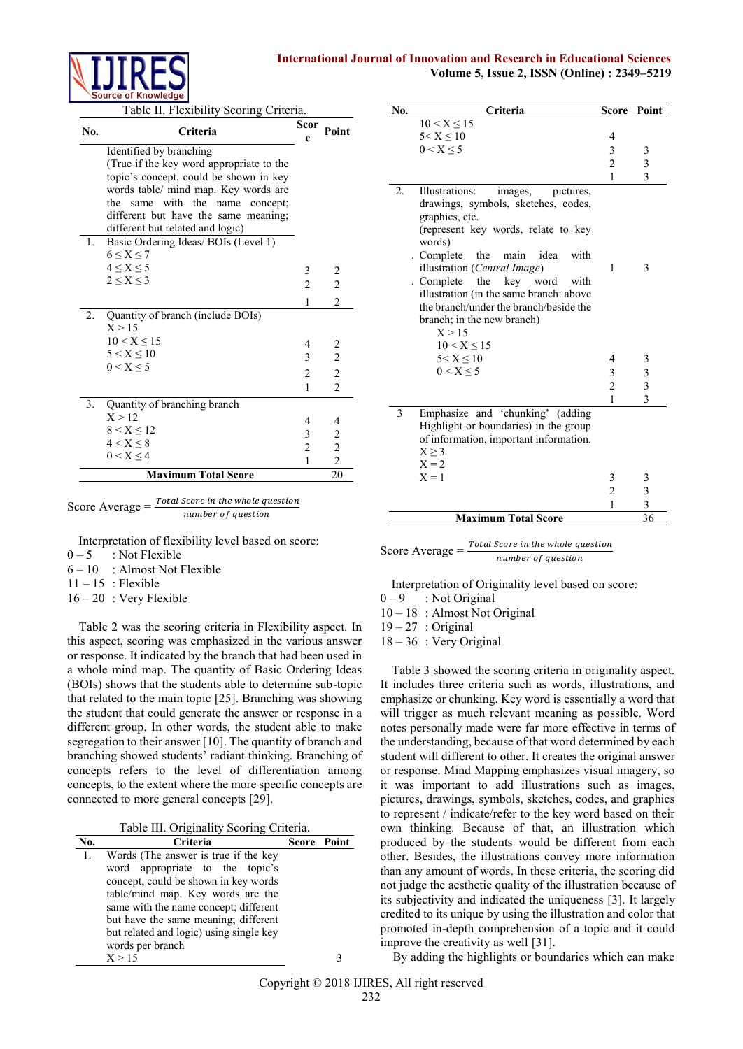Table II. Flexibility Scoring Criteria.

| No. | Criteria | Score | Point |
|---|---|---|---|
| | Identified by branching (True if the key word appropriate to the topic's concept, could be shown in key words table/ mind map. Key words are the same with the name concept; different but have the same meaning; different but related and logic) | | |
| 1. | Basic Ordering Ideas/ BOIs (Level 1) | | |
| | $6 \leq X \leq 7$ | 3 | 2 |
| | $4 \leq X \leq 5$ | 2 | 2 |
| | $2 \leq X \leq 3$ | 1 | 2 |
| 2. | Quantity of branch (include BOIs) | | |
| | $X > 15$ | 4 | 2 |
| | $10 < X \leq 15$ | 3 | 2 |
| | $5 < X \leq 10$ | 2 | 2 |
| | $0 < X \leq 5$ | 1 | 2 |
| 3. | Quantity of branching branch | | |
| | $X > 12$ | 4 | 4 |
| | $8 < X \leq 12$ | 3 | 2 |
| | $4 < X \leq 8$ | 2 | 2 |
| | $0 < X \leq 4$ | 1 | 2 |
| | **Maximum Total Score** | | 20 |

$$\text{Score Average} = \frac{\textit{Total Score in the whole question}}{\textit{number of question}}$$

Interpretation of flexibility level based on score:
0 – 5 : Not Flexible
6 – 10 : Almost Not Flexible
11 – 15 : Flexible
16 – 20 : Very Flexible

Table 2 was the scoring criteria in Flexibility aspect. In this aspect, scoring was emphasized in the various answer or response. It indicated by the branch that had been used in a whole mind map. The quantity of Basic Ordering Ideas (BOIs) shows that the students able to determine sub-topic that related to the main topic [25]. Branching was showing the student that could generate the answer or response in a different group. In other words, the student able to make segregation to their answer [10]. The quantity of branch and branching showed students' radiant thinking. Branching of concepts refers to the level of differentiation among concepts, to the extent where the more specific concepts are connected to more general concepts [29].

Table III. Originality Scoring Criteria.

| No. | Criteria | Score | Point |
|---|---|---|---|
| 1. | Words (The answer is true if the key word appropriate to the topic's concept, could be shown in key words table/mind map. Key words are the same with the name concept; different but have the same meaning; different but related and logic) using single key words per branch | | |
| | $X > 15$ | 4 | 3 |
| | $10 < X \leq 15$ | 3 | 3 |
| | $5 < X \leq 10$ | 2 | 3 |
| | $0 < X \leq 5$ | 1 | 3 |
| 2. | Illustrations: images, pictures, drawings, symbols, sketches, codes, graphics, etc. (represent key words, relate to key words) | | |
| | . Complete the main idea with illustration (*Central Image*) | 1 | 3 |
| | . Complete the key word with illustration (in the same branch: above the branch/under the branch/beside the branch; in the new branch) | | |
| | $X > 15$ | 4 | 3 |
| | $10 < X \leq 15$ | 3 | 3 |
| | $5 < X \leq 10$ | 2 | 3 |
| | $0 < X \leq 5$ | 1 | 3 |
| 3 | Emphasize and 'chunking' (adding Highlight or boundaries) in the group of information, important information. | | |
| | $X \geq 3$ | 3 | 3 |
| | $X = 2$ | 2 | 3 |
| | $X = 1$ | 1 | 3 |
| | **Maximum Total Score** | | 36 |

$$\text{Score Average} = \frac{\textit{Total Score in the whole question}}{\textit{number of question}}$$

Interpretation of Originality level based on score:
0 – 9 : Not Original
10 – 18 : Almost Not Original
19 – 27 : Original
18 – 36 : Very Original

Table 3 showed the scoring criteria in originality aspect. It includes three criteria such as words, illustrations, and emphasize or chunking. Key word is essentially a word that will trigger as much relevant meaning as possible. Word notes personally made were far more effective in terms of the understanding, because of that word determined by each student will different to other. It creates the original answer or response. Mind Mapping emphasizes visual imagery, so it was important to add illustrations such as images, pictures, drawings, symbols, sketches, codes, and graphics to represent / indicate/refer to the key word based on their own thinking. Because of that, an illustration which produced by the students would be different from each other. Besides, the illustrations convey more information than any amount of words. In these criteria, the scoring did not judge the aesthetic quality of the illustration because of its subjectivity and indicated the uniqueness [3]. It largely credited to its unique by using the illustration and color that promoted in-depth comprehension of a topic and it could improve the creativity as well [31].

By adding the highlights or boundaries which can make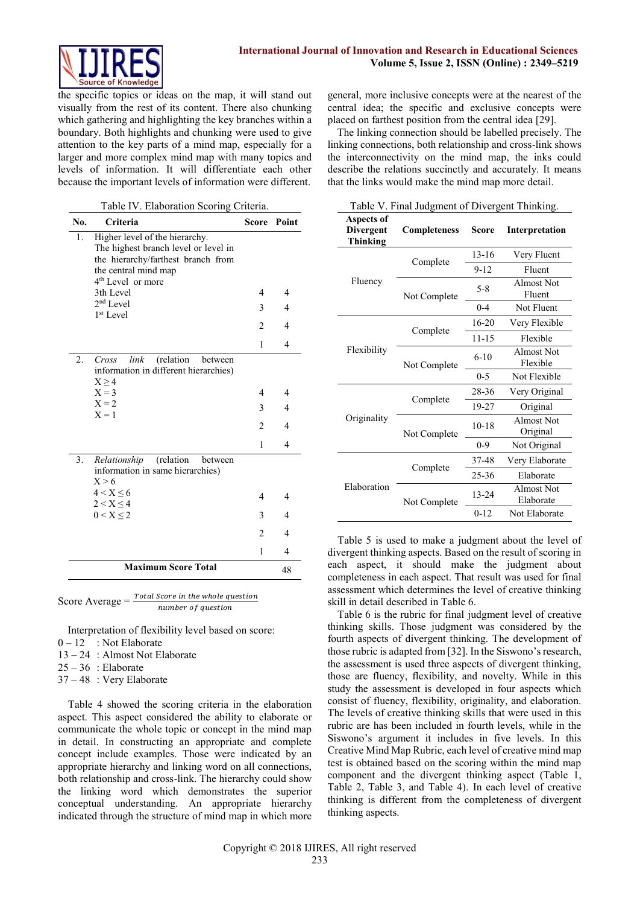the specific topics or ideas on the map, it will stand out visually from the rest of its content. There also chunking which gathering and highlighting the key branches within a boundary. Both highlights and chunking were used to give attention to the key parts of a mind map, especially for a larger and more complex mind map with many topics and levels of information. It will differentiate each other because the important levels of information were different.

Table IV. Elaboration Scoring Criteria.

| No. | Criteria | Score | Point |
|---|---|---|---|
| 1. | Higher level of the hierarchy. The highest branch level or level in the hierarchy/farthest branch from the central mind map | | |
| | 4th Level or more | 4 | 4 |
| | 3th Level | 3 | 4 |
| | 2nd Level | 2 | 4 |
| | 1st Level | 1 | 4 |
| 2. | *Cross link* (relation between information in different hierarchies) | | |
| | $X \geq 4$ | 4 | 4 |
| | $X = 3$ | 3 | 4 |
| | $X = 2$ | 2 | 4 |
| | $X = 1$ | 1 | 4 |
| 3. | *Relationship* (relation between information in same hierarchies) | | |
| | $X > 6$ | 4 | 4 |
| | $4 < X \leq 6$ | 3 | 4 |
| | $2 < X \leq 4$ | 2 | 4 |
| | $0 < X \leq 2$ | 1 | 4 |
| | **Maximum Score Total** | | 48 |

$$\text{Score Average} = \frac{\text{Total Score in the whole question}}{\text{number of question}}$$

Interpretation of flexibility level based on score:

0 – 12 : Not Elaborate
13 – 24 : Almost Not Elaborate
25 – 36 : Elaborate
37 – 48 : Very Elaborate

Table 4 showed the scoring criteria in the elaboration aspect. This aspect considered the ability to elaborate or communicate the whole topic or concept in the mind map in detail. In constructing an appropriate and complete concept include examples. Those were indicated by an appropriate hierarchy and linking word on all connections, both relationship and cross-link. The hierarchy could show the linking word which demonstrates the superior conceptual understanding. An appropriate hierarchy indicated through the structure of mind map in which more general, more inclusive concepts were at the nearest of the central idea; the specific and exclusive concepts were placed on farthest position from the central idea [29].

The linking connection should be labelled precisely. The linking connections, both relationship and cross-link shows the interconnectivity on the mind map, the inks could describe the relations succinctly and accurately. It means that the links would make the mind map more detail.

Table V. Final Judgment of Divergent Thinking.

| Aspects of Divergent Thinking | Completeness | Score | Interpretation |
|---|---|---|---|
| Fluency | Complete | 13-16 | Very Fluent |
| | | 9-12 | Fluent |
| | Not Complete | 5-8 | Almost Not Fluent |
| | | 0-4 | Not Fluent |
| Flexibility | Complete | 16-20 | Very Flexible |
| | | 11-15 | Flexible |
| | Not Complete | 6-10 | Almost Not Flexible |
| | | 0-5 | Not Flexible |
| Originality | Complete | 28-36 | Very Original |
| | | 19-27 | Original |
| | Not Complete | 10-18 | Almost Not Original |
| | | 0-9 | Not Original |
| Elaboration | Complete | 37-48 | Very Elaborate |
| | | 25-36 | Elaborate |
| | Not Complete | 13-24 | Almost Not Elaborate |
| | | 0-12 | Not Elaborate |

Table 5 is used to make a judgment about the level of divergent thinking aspects. Based on the result of scoring in each aspect, it should make the judgment about completeness in each aspect. That result was used for final assessment which determines the level of creative thinking skill in detail described in Table 6.

Table 6 is the rubric for final judgment level of creative thinking skills. Those judgment was considered by the fourth aspects of divergent thinking. The development of those rubric is adapted from [32]. In the Siswono's research, the assessment is used three aspects of divergent thinking, those are fluency, flexibility, and novelty. While in this study the assessment is developed in four aspects which consist of fluency, flexibility, originality, and elaboration. The levels of creative thinking skills that were used in this rubric are has been included in fourth levels, while in the Siswono's argument it includes in five levels. In this Creative Mind Map Rubric, each level of creative mind map test is obtained based on the scoring within the mind map component and the divergent thinking aspect (Table 1, Table 2, Table 3, and Table 4). In each level of creative thinking is different from the completeness of divergent thinking aspects.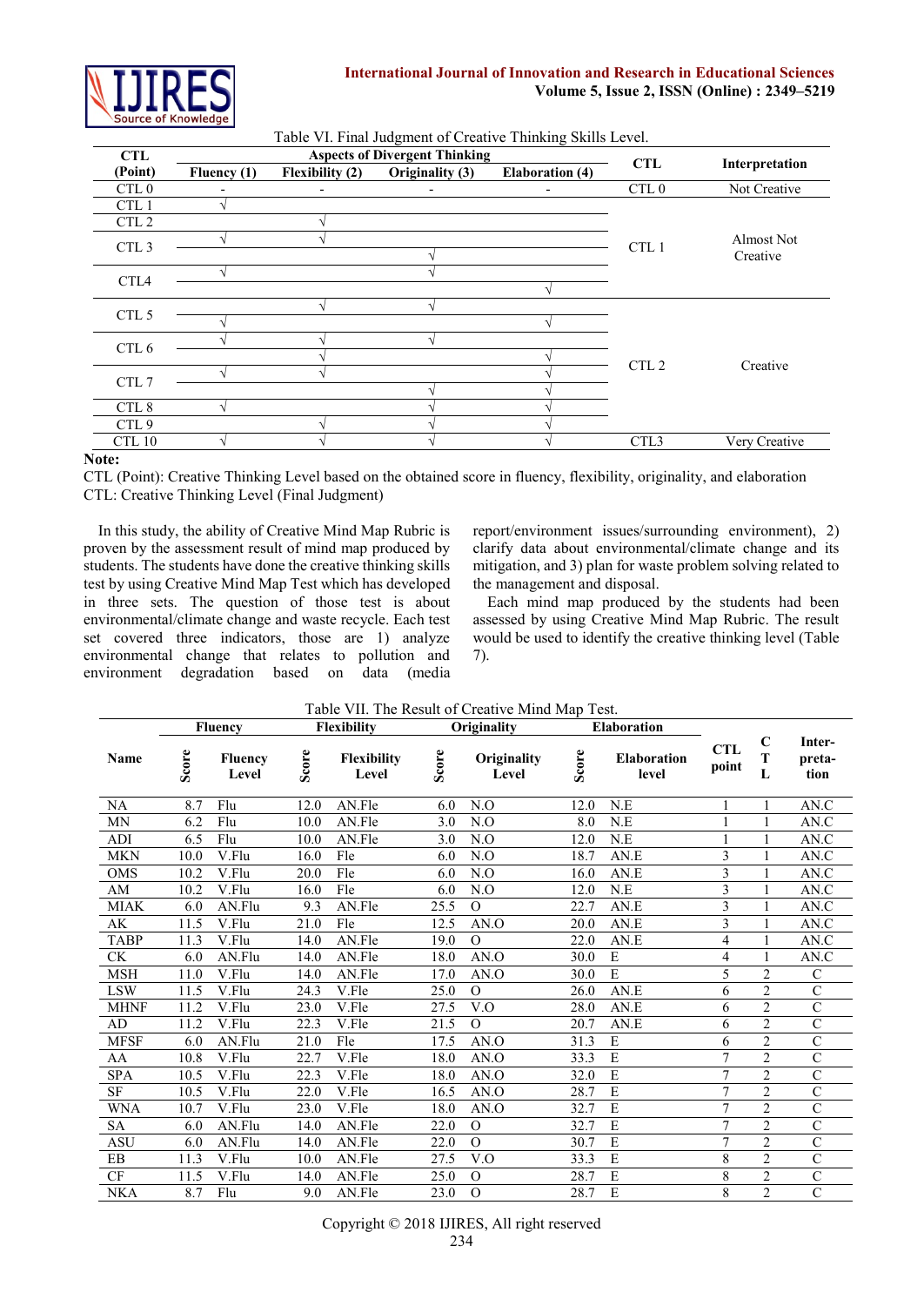Table VI. Final Judgment of Creative Thinking Skills Level.

| CTL (Point) | Aspects of Divergent Thinking | | | | CTL | Interpretation |
|---|---|---|---|---|---|---|
| | Fluency (1) | Flexibility (2) | Originality (3) | Elaboration (4) | | |
| CTL 0 | - | - | - | - | CTL 0 | Not Creative |
| CTL 1 | √ | | | | CTL 1 | Almost Not Creative |
| CTL 2 | | √ | | | | |
| CTL 3 | √ | √ | | | | |
| | | | √ | | | |
| CTL4 | √ | | √ | | | |
| | | | | √ | | |
| CTL 5 | | √ | √ | | CTL 2 | Creative |
| | √ | | | √ | | |
| CTL 6 | √ | √ | √ | | | |
| | | √ | | √ | | |
| CTL 7 | √ | √ | | √ | | |
| | | | √ | √ | | |
| CTL 8 | √ | | √ | √ | | |
| CTL 9 | | √ | √ | √ | | |
| CTL 10 | √ | √ | √ | √ | CTL3 | Very Creative |

**Note:**
CTL (Point): Creative Thinking Level based on the obtained score in fluency, flexibility, originality, and elaboration
CTL: Creative Thinking Level (Final Judgment)

In this study, the ability of Creative Mind Map Rubric is proven by the assessment result of mind map produced by students. The students have done the creative thinking skills test by using Creative Mind Map Test which has developed in three sets. The question of those test is about environmental/climate change and waste recycle. Each test set covered three indicators, those are 1) analyze environmental change that relates to pollution and environment degradation based on data (media report/environment issues/surrounding environment), 2) clarify data about environmental/climate change and its mitigation, and 3) plan for waste problem solving related to the management and disposal.

Each mind map produced by the students had been assessed by using Creative Mind Map Rubric. The result would be used to identify the creative thinking level (Table 7).

Table VII. The Result of Creative Mind Map Test.

| Name | Fluency | | Flexibility | | Originality | | Elaboration | | CTL point | CTL | Interpretation |
|---|---|---|---|---|---|---|---|---|---|---|---|
| | Score | Fluency Level | Score | Flexibility Level | Score | Originality Level | Score | Elaboration level | | | |
| NA | 8.7 | Flu | 12.0 | AN.Fle | 6.0 | N.O | 12.0 | N.E | 1 | 1 | AN.C |
| MN | 6.2 | Flu | 10.0 | AN.Fle | 3.0 | N.O | 8.0 | N.E | 1 | 1 | AN.C |
| ADI | 6.5 | Flu | 10.0 | AN.Fle | 3.0 | N.O | 12.0 | N.E | 1 | 1 | AN.C |
| MKN | 10.0 | V.Flu | 16.0 | Fle | 6.0 | N.O | 18.7 | AN.E | 3 | 1 | AN.C |
| OMS | 10.2 | V.Flu | 20.0 | Fle | 6.0 | N.O | 16.0 | AN.E | 3 | 1 | AN.C |
| AM | 10.2 | V.Flu | 16.0 | Fle | 6.0 | N.O | 12.0 | N.E | 3 | 1 | AN.C |
| MIAK | 6.0 | AN.Flu | 9.3 | AN.Fle | 25.5 | O | 22.7 | AN.E | 3 | 1 | AN.C |
| AK | 11.5 | V.Flu | 21.0 | Fle | 12.5 | AN.O | 20.0 | AN.E | 3 | 1 | AN.C |
| TABP | 11.3 | V.Flu | 14.0 | AN.Fle | 19.0 | O | 22.0 | AN.E | 4 | 1 | AN.C |
| CK | 6.0 | AN.Flu | 14.0 | AN.Fle | 18.0 | AN.O | 30.0 | E | 4 | 1 | AN.C |
| MSH | 11.0 | V.Flu | 14.0 | AN.Fle | 17.0 | AN.O | 30.0 | E | 5 | 2 | C |
| LSW | 11.5 | V.Flu | 24.3 | V.Fle | 25.0 | O | 26.0 | AN.E | 6 | 2 | C |
| MHNF | 11.2 | V.Flu | 23.0 | V.Fle | 27.5 | V.O | 28.0 | AN.E | 6 | 2 | C |
| AD | 11.2 | V.Flu | 22.3 | V.Fle | 21.5 | O | 20.7 | AN.E | 6 | 2 | C |
| MFSF | 6.0 | AN.Flu | 21.0 | Fle | 17.5 | AN.O | 31.3 | E | 6 | 2 | C |
| AA | 10.8 | V.Flu | 22.7 | V.Fle | 18.0 | AN.O | 33.3 | E | 7 | 2 | C |
| SPA | 10.5 | V.Flu | 22.3 | V.Fle | 18.0 | AN.O | 32.0 | E | 7 | 2 | C |
| SF | 10.5 | V.Flu | 22.0 | V.Fle | 16.5 | AN.O | 28.7 | E | 7 | 2 | C |
| WNA | 10.7 | V.Flu | 23.0 | V.Fle | 18.0 | AN.O | 32.7 | E | 7 | 2 | C |
| SA | 6.0 | AN.Flu | 14.0 | AN.Fle | 22.0 | O | 32.7 | E | 7 | 2 | C |
| ASU | 6.0 | AN.Flu | 14.0 | AN.Fle | 22.0 | O | 30.7 | E | 7 | 2 | C |
| EB | 11.3 | V.Flu | 10.0 | AN.Fle | 27.5 | V.O | 33.3 | E | 8 | 2 | C |
| CF | 11.5 | V.Flu | 14.0 | AN.Fle | 25.0 | O | 28.7 | E | 8 | 2 | C |
| NKA | 8.7 | Flu | 9.0 | AN.Fle | 23.0 | O | 28.7 | E | 8 | 2 | C |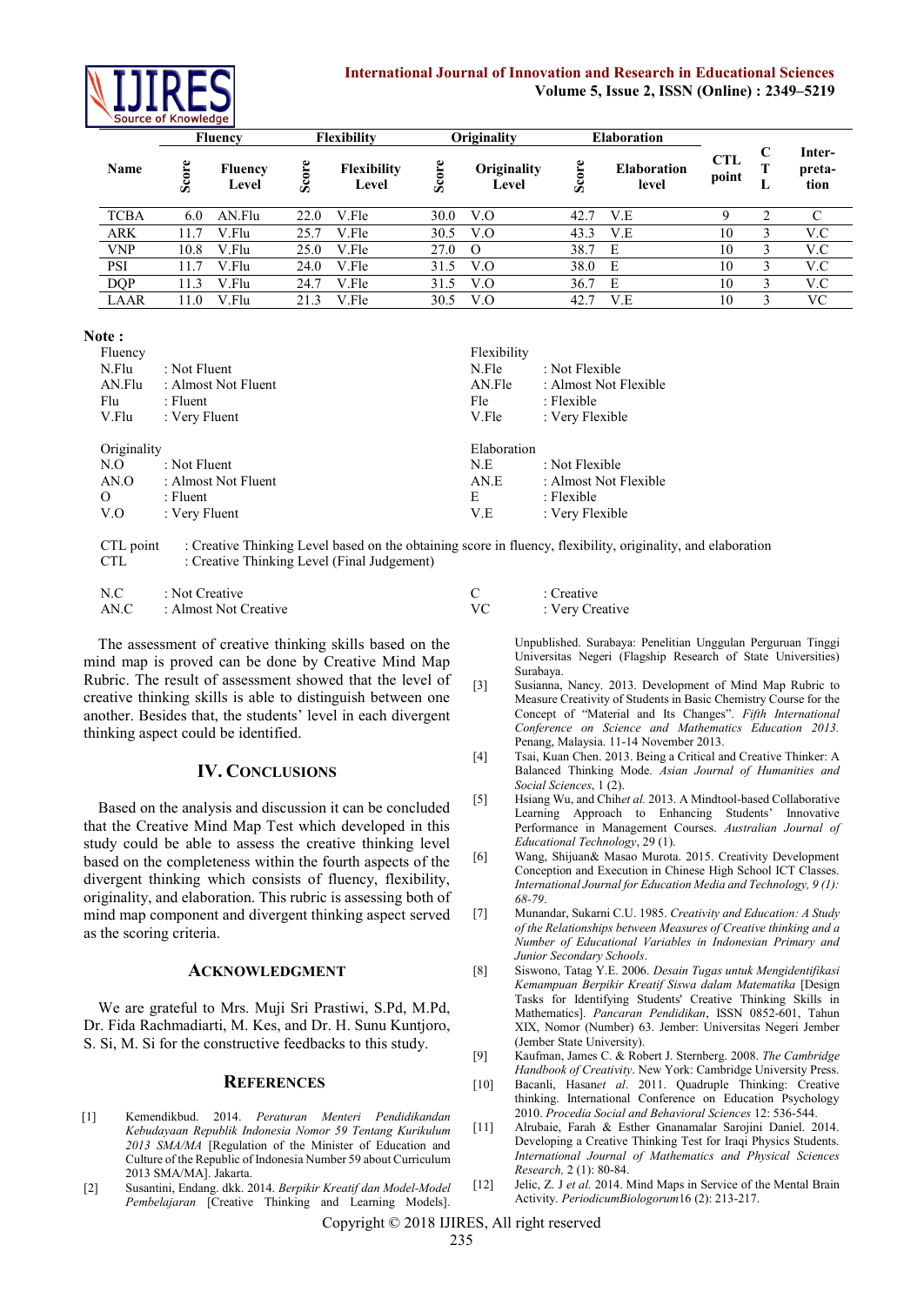| Name | Fluency | | Flexibility | | Originality | | Elaboration | | CTL point | CTL | Interpretation |
|---|---|---|---|---|---|---|---|---|---|---|---|
| | Score | Fluency Level | Score | Flexibility Level | Score | Originality Level | Score | Elaboration level | | | |
| TCBA | 6.0 | AN.Flu | 22.0 | V.Fle | 30.0 | V.O | 42.7 | V.E | 9 | 2 | C |
| ARK | 11.7 | V.Flu | 25.7 | V.Fle | 30.5 | V.O | 43.3 | V.E | 10 | 3 | V.C |
| VNP | 10.8 | V.Flu | 25.0 | V.Fle | 27.0 | O | 38.7 | E | 10 | 3 | V.C |
| PSI | 11.7 | V.Flu | 24.0 | V.Fle | 31.5 | V.O | 38.0 | E | 10 | 3 | V.C |
| DQP | 11.3 | V.Flu | 24.7 | V.Fle | 31.5 | V.O | 36.7 | E | 10 | 3 | V.C |
| LAAR | 11.0 | V.Flu | 21.3 | V.Fle | 30.5 | V.O | 42.7 | V.E | 10 | 3 | VC |

**Note :**

Fluency
N.Flu : Not Fluent
AN.Flu : Almost Not Fluent
Flu : Fluent
V.Flu : Very Fluent

Flexibility
N.Fle : Not Flexible
AN.Fle : Almost Not Flexible
Fle : Flexible
V.Fle : Very Flexible

Originality
N.O : Not Fluent
AN.O : Almost Not Fluent
O : Fluent
V.O : Very Fluent

Elaboration
N.E : Not Flexible
AN.E : Almost Not Flexible
E : Flexible
V.E : Very Flexible

CTL point : Creative Thinking Level based on the obtaining score in fluency, flexibility, originality, and elaboration
CTL : Creative Thinking Level (Final Judgement)

N.C : Not Creative
AN.C : Almost Not Creative
C : Creative
VC : Very Creative

The assessment of creative thinking skills based on the mind map is proved can be done by Creative Mind Map Rubric. The result of assessment showed that the level of creative thinking skills is able to distinguish between one another. Besides that, the students' level in each divergent thinking aspect could be identified.

## IV. Conclusions

Based on the analysis and discussion it can be concluded that the Creative Mind Map Test which developed in this study could be able to assess the creative thinking level based on the completeness within the fourth aspects of the divergent thinking which consists of fluency, flexibility, originality, and elaboration. This rubric is assessing both of mind map component and divergent thinking aspect served as the scoring criteria.

## Acknowledgment

We are grateful to Mrs. Muji Sri Prastiwi, S.Pd, M.Pd, Dr. Fida Rachmadiarti, M. Kes, and Dr. H. Sunu Kuntjoro, S. Si, M. Si for the constructive feedbacks to this study.

## References

[1] Kemendikbud. 2014. *Peraturan Menteri Pendidikandan Kebudayaan Republik Indonesia Nomor 59 Tentang Kurikulum 2013 SMA/MA* [Regulation of the Minister of Education and Culture of the Republic of Indonesia Number 59 about Curriculum 2013 SMA/MA]. Jakarta.

[2] Susantini, Endang. dkk. 2014. *Berpikir Kreatif dan Model-Model Pembelajaran* [Creative Thinking and Learning Models]. Unpublished. Surabaya: Penelitian Unggulan Perguruan Tinggi Universitas Negeri (Flagship Research of State Universities) Surabaya.

[3] Susianna, Nancy. 2013. Development of Mind Map Rubric to Measure Creativity of Students in Basic Chemistry Course for the Concept of "Material and Its Changes". *Fifth International Conference on Science and Mathematics Education 2013.* Penang, Malaysia. 11-14 November 2013.

[4] Tsai, Kuan Chen. 2013. Being a Critical and Creative Thinker: A Balanced Thinking Mode. *Asian Journal of Humanities and Social Sciences*, 1 (2).

[5] Hsiang Wu, and Chih*et al.* 2013. A Mindtool-based Collaborative Learning Approach to Enhancing Students' Innovative Performance in Management Courses. *Australian Journal of Educational Technology*, 29 (1).

[6] Wang, Shijuan& Masao Murota. 2015. Creativity Development Conception and Execution in Chinese High School ICT Classes. *International Journal for Education Media and Technology, 9 (1): 68-79.*

[7] Munandar, Sukarni C.U. 1985. *Creativity and Education: A Study of the Relationships between Measures of Creative thinking and a Number of Educational Variables in Indonesian Primary and Junior Secondary Schools*.

[8] Siswono, Tatag Y.E. 2006. *Desain Tugas untuk Mengidentifikasi Kemampuan Berpikir Kreatif Siswa dalam Matematika* [Design Tasks for Identifying Students' Creative Thinking Skills in Mathematics]. *Pancaran Pendidikan*, ISSN 0852-601, Tahun XIX, Nomor (Number) 63. Jember: Universitas Negeri Jember (Jember State University).

[9] Kaufman, James C. & Robert J. Sternberg. 2008. *The Cambridge Handbook of Creativity*. New York: Cambridge University Press.

[10] Bacanli, Hasan*et al*. 2011. Quadruple Thinking: Creative thinking. International Conference on Education Psychology 2010. *Procedia Social and Behavioral Sciences* 12: 536-544.

[11] Alrubaie, Farah & Esther Gnanamalar Sarojini Daniel. 2014. Developing a Creative Thinking Test for Iraqi Physics Students. *International Journal of Mathematics and Physical Sciences Research,* 2 (1): 80-84.

[12] Jelic, Z. J *et al.* 2014. Mind Maps in Service of the Mental Brain Activity. *PeriodicumBiologorum*16 (2): 213-217.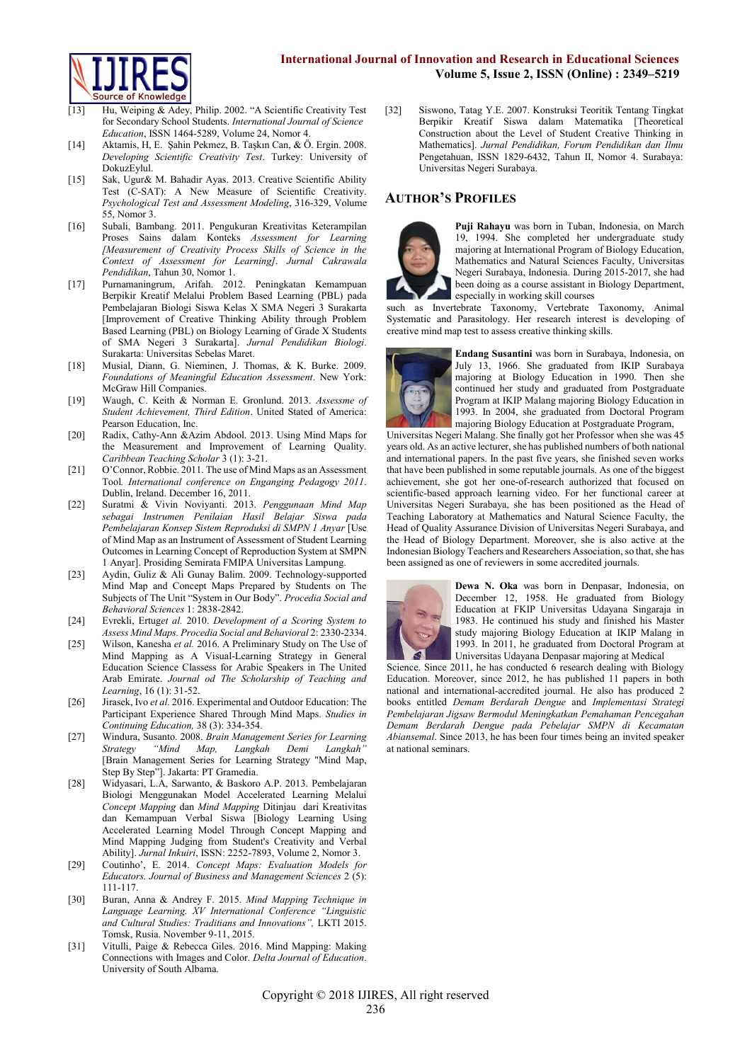[13] Hu, Weiping & Adey, Philip. 2002. "A Scientific Creativity Test for Secondary School Students. *International Journal of Science Education*, ISSN 1464-5289, Volume 24, Nomor 4.

[14] Aktamis, H, E. Şahin Pekmez, B. Taşkın Can, & Ö. Ergin. 2008. *Developing Scientific Creativity Test*. Turkey: University of DokuzEylul.

[15] Sak, Ugur& M. Bahadir Ayas. 2013. Creative Scientific Ability Test (C-SAT): A New Measure of Scientific Creativity. *Psychological Test and Assessment Modeling*, 316-329, Volume 55, Nomor 3.

[16] Subali, Bambang. 2011. Pengukuran Kreativitas Keterampilan Proses Sains dalam Konteks *Assessment for Learning [Measurement of Creativity Process Skills of Science in the Context of Assessment for Learning]*. *Jurnal Cakrawala Pendidikan*, Tahun 30, Nomor 1.

[17] Purnamaningrum, Arifah. 2012. Peningkatan Kemampuan Berpikir Kreatif Melalui Problem Based Learning (PBL) pada Pembelajaran Biologi Siswa Kelas X SMA Negeri 3 Surakarta [Improvement of Creative Thinking Ability through Problem Based Learning (PBL) on Biology Learning of Grade X Students of SMA Negeri 3 Surakarta]. *Jurnal Pendidikan Biologi*. Surakarta: Universitas Sebelas Maret.

[18] Musial, Diann, G. Nieminen, J. Thomas, & K. Burke. 2009. *Foundations of Meaningful Education Assessment*. New York: McGraw Hill Companies.

[19] Waugh, C. Keith & Norman E. Gronlund. 2013. *Assessme of Student Achievement, Third Edition*. United Stated of America: Pearson Education, Inc.

[20] Radix, Cathy-Ann &Azim Abdool. 2013. Using Mind Maps for the Measurement and Improvement of Learning Quality. *Caribbean Teaching Scholar* 3 (1): 3-21.

[21] O'Connor, Robbie. 2011. The use of Mind Maps as an Assessment Tool. *International conference on Enganging Pedagogy 2011*. Dublin, Ireland. December 16, 2011.

[22] Suratmi & Vivin Noviyanti. 2013. *Penggunaan Mind Map sebagai Instrumen Penilaian Hasil Belajar Siswa pada Pembelajaran Konsep Sistem Reproduksi di SMPN 1 Anyar* [Use of Mind Map as an Instrument of Assessment of Student Learning Outcomes in Learning Concept of Reproduction System at SMPN 1 Anyar]. Prosiding Semirata FMIPA Universitas Lampung.

[23] Aydin, Guliz & Ali Gunay Balim. 2009. Technology-supported Mind Map and Concept Maps Prepared by Students on The Subjects of The Unit "System in Our Body". *Procedia Social and Behavioral Sciences* 1: 2838-2842.

[24] Evrekli, Ertug*et al.* 2010. *Development of a Scoring System to Assess Mind Maps. Procedia Social and Behavioral* 2: 2330-2334.

[25] Wilson, Kanesha *et al.* 2016. A Preliminary Study on The Use of Mind Mapping as A Visual-Learning Strategy in General Education Science Classess for Arabic Speakers in The United Arab Emirate. *Journal od The Scholarship of Teaching and Learning*, 16 (1): 31-52.

[26] Jirasek, Ivo *et al.* 2016. Experimental and Outdoor Education: The Participant Experience Shared Through Mind Maps. *Studies in Continuing Education,* 38 (3): 334-354.

[27] Windura, Susanto. 2008. *Brain Management Series for Learning Strategy "Mind Map, Langkah Demi Langkah"* [Brain Management Series for Learning Strategy "Mind Map, Step By Step"]. Jakarta: PT Gramedia.

[28] Widyasari, L.A, Sarwanto, & Baskoro A.P. 2013. Pembelajaran Biologi Menggunakan Model Accelerated Learning Melalui *Concept Mapping* dan *Mind Mapping* Ditinjau dari Kreativitas dan Kemampuan Verbal Siswa [Biology Learning Using Accelerated Learning Model Through Concept Mapping and Mind Mapping Judging from Student's Creativity and Verbal Ability]. *Jurnal Inkuiri*, ISSN: 2252-7893, Volume 2, Nomor 3.

[29] Coutinho', E. 2014. *Concept Maps: Evaluation Models for Educators. Journal of Business and Management Sciences* 2 (5): 111-117.

[30] Buran, Anna & Andrey F. 2015. *Mind Mapping Technique in Language Learning. XV International Conference "Linguistic and Cultural Studies: Traditians and Innovations",* LKTI 2015. Tomsk, Rusia. November 9-11, 2015.

[31] Vitulli, Paige & Rebecca Giles. 2016. Mind Mapping: Making Connections with Images and Color. *Delta Journal of Education*. University of South Albama.

[32] Siswono, Tatag Y.E. 2007. Konstruksi Teoritik Tentang Tingkat Berpikir Kreatif Siswa dalam Matematika [Theoretical Construction about the Level of Student Creative Thinking in Mathematics]. *Jurnal Pendidikan, Forum Pendidikan dan Ilmu* Pengetahuan, ISSN 1829-6432, Tahun II, Nomor 4. Surabaya: Universitas Negeri Surabaya.

## AUTHOR'S PROFILES

**Puji Rahayu** was born in Tuban, Indonesia, on March 19, 1994. She completed her undergraduate study majoring at International Program of Biology Education, Mathematics and Natural Sciences Faculty, Universitas Negeri Surabaya, Indonesia. During 2015-2017, she had been doing as a course assistant in Biology Department, especially in working skill courses such as Invertebrate Taxonomy, Vertebrate Taxonomy, Animal Systematic and Parasitology. Her research interest is developing of creative mind map test to assess creative thinking skills.

**Endang Susantini** was born in Surabaya, Indonesia, on July 13, 1966. She graduated from IKIP Surabaya majoring at Biology Education in 1990. Then she continued her study and graduated from Postgraduate Program at IKIP Malang majoring Biology Education in 1993. In 2004, she graduated from Doctoral Program majoring Biology Education at Postgraduate Program, Universitas Negeri Malang. She finally got her Professor when she was 45 years old. As an active lecturer, she has published numbers of both national and international papers. In the past five years, she finished seven works that have been published in some reputable journals. As one of the biggest achievement, she got her one-of-research authorized that focused on scientific-based approach learning video. For her functional career at Universitas Negeri Surabaya, she has been positioned as the Head of Teaching Laboratory at Mathematics and Natural Science Faculty, the Head of Quality Assurance Division of Universitas Negeri Surabaya, and the Head of Biology Department. Moreover, she is also active at the Indonesian Biology Teachers and Researchers Association, so that, she has been assigned as one of reviewers in some accredited journals.

**Dewa N. Oka** was born in Denpasar, Indonesia, on December 12, 1958. He graduated from Biology Education at FKIP Universitas Udayana Singaraja in 1983. He continued his study and finished his Master study majoring Biology Education at IKIP Malang in 1993. In 2011, he graduated from Doctoral Program at Universitas Udayana Denpasar majoring at Medical Science. Since 2011, he has conducted 6 research dealing with Biology Education. Moreover, since 2012, he has published 11 papers in both national and international-accredited journal. He also has produced 2 books entitled *Demam Berdarah Dengue* and *Implementasi Strategi Pembelajaran Jigsaw Bermodul Meningkatkan Pemahaman Pencegahan Demam Berdarah Dengue pada Pebelajar SMPN di Kecamatan Abiansemal*. Since 2013, he has been four times being an invited speaker at national seminars.